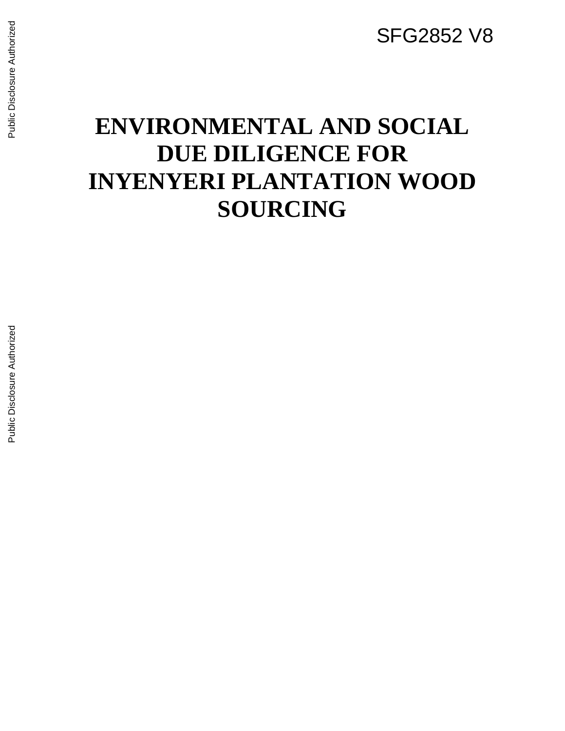SFG2852 V8

# ENVIRONMENTAL AND SOCIAL DUE DILIGENCE FOR INYENYERI PLANTATION WOOD SOURCING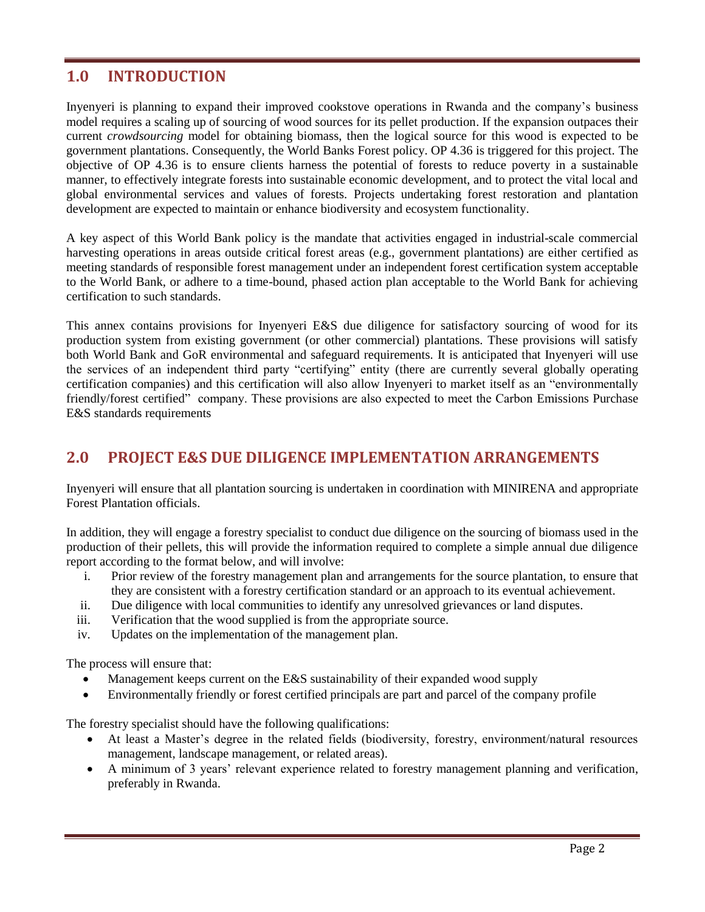## 1.0 INTRODUCTION

Inyenyeri is planning to expand their improved cookstove operations in Rwanda and the company's business model requires a scaling up of sourcing of wood sources for its pellet production. If the expansion outpaces their current *crowdsourcing* model for obtaining biomass, then the logical source for this wood is expected to be government plantations. Consequently, the World Banks Forest policy. OP 4.36 is triggered for this project. The objective of OP 4.36 is to ensure clients harness the potential of forests to reduce poverty in a sustainable manner, to effectively integrate forests into sustainable economic development, and to protect the vital local and global environmental services and values of forests. Projects undertaking forest restoration and plantation development are expected to maintain or enhance biodiversity and ecosystem functionality.

A key aspect of this World Bank policy is the mandate that activities engaged in industrial-scale commercial harvesting operations in areas outside critical forest areas (e.g., government plantations) are either certified as meeting standards of responsible forest management under an independent forest certification system acceptable to the World Bank, or adhere to a time-bound, phased action plan acceptable to the World Bank for achieving certification to such standards.

This annex contains provisions for Inyenyeri E&S due diligence for satisfactory sourcing of wood for its production system from existing government (or other commercial) plantations. These provisions will satisfy both World Bank and GoR environmental and safeguard requirements. It is anticipated that Inyenyeri will use the services of an independent third party "certifying" entity (there are currently several globally operating certification companies) and this certification will also allow Inyenyeri to market itself as an "environmentally friendly/forest certified" company. These provisions are also expected to meet the Carbon Emissions Purchase E&S standards requirements

## 2.0 PROJECT E&S DUE DILIGENCE IMPLEMENTATION ARRANGEMENTS

Inyenyeri will ensure that all plantation sourcing is undertaken in coordination with MINIRENA and appropriate Forest Plantation officials.

In addition, they will engage a forestry specialist to conduct due diligence on the sourcing of biomass used in the production of their pellets, this will provide the information required to complete a simple annual due diligence report according to the format below, and will involve:

i. Prior review of the forestry management plan and arrangements for the source plantation, to ensure that they are consistent with a forestry certification standard or an approach to its eventual achievement.
ii. Due diligence with local communities to identify any unresolved grievances or land disputes.
iii. Verification that the wood supplied is from the appropriate source.
iv. Updates on the implementation of the management plan.

The process will ensure that:

- Management keeps current on the E&S sustainability of their expanded wood supply
- Environmentally friendly or forest certified principals are part and parcel of the company profile

The forestry specialist should have the following qualifications:

- At least a Master's degree in the related fields (biodiversity, forestry, environment/natural resources management, landscape management, or related areas).
- A minimum of 3 years' relevant experience related to forestry management planning and verification, preferably in Rwanda.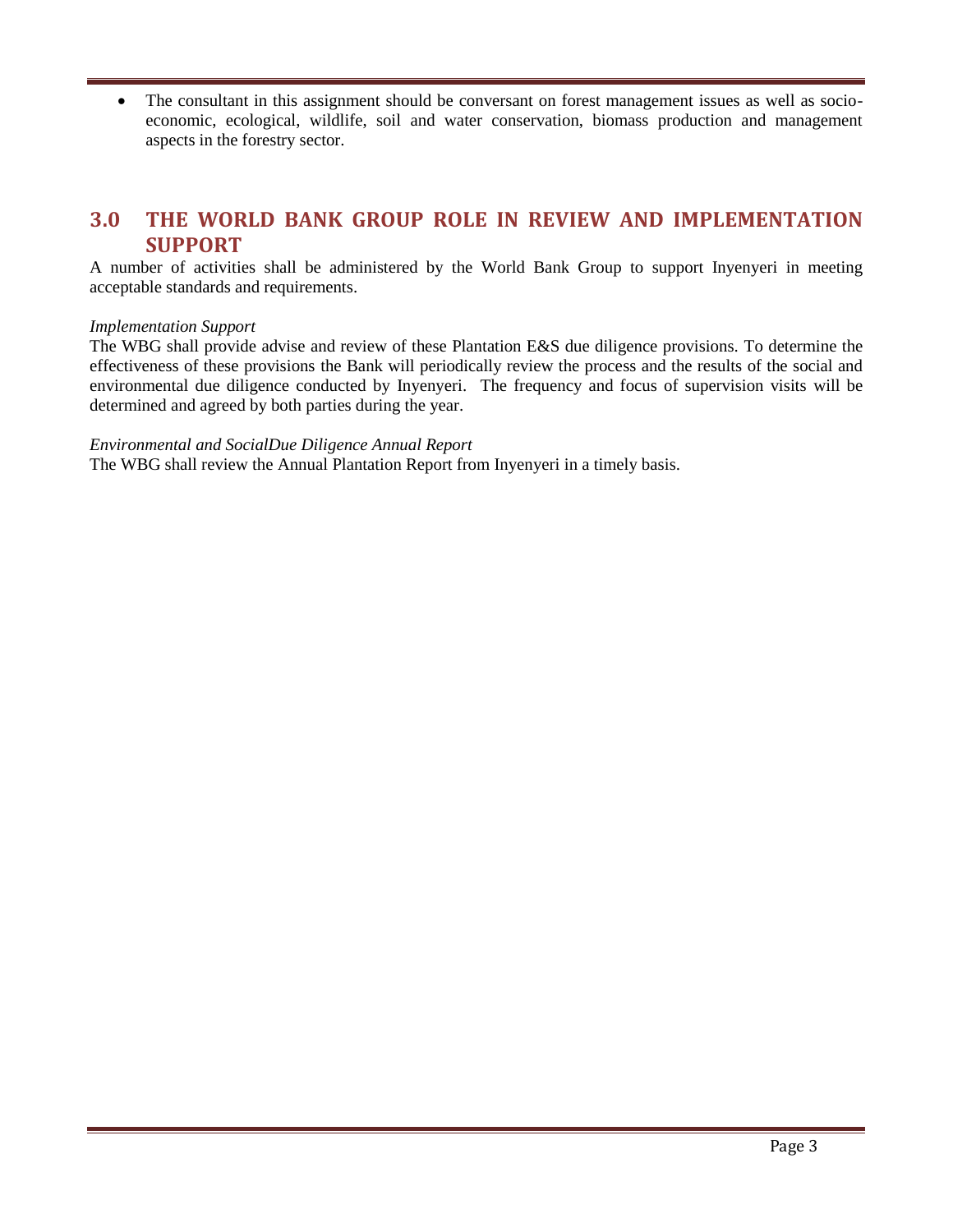- The consultant in this assignment should be conversant on forest management issues as well as socio-economic, ecological, wildlife, soil and water conservation, biomass production and management aspects in the forestry sector.

## 3.0 THE WORLD BANK GROUP ROLE IN REVIEW AND IMPLEMENTATION SUPPORT

A number of activities shall be administered by the World Bank Group to support Inyenyeri in meeting acceptable standards and requirements.

*Implementation Support*

The WBG shall provide advise and review of these Plantation E&S due diligence provisions. To determine the effectiveness of these provisions the Bank will periodically review the process and the results of the social and environmental due diligence conducted by Inyenyeri. The frequency and focus of supervision visits will be determined and agreed by both parties during the year.

*Environmental and SocialDue Diligence Annual Report*

The WBG shall review the Annual Plantation Report from Inyenyeri in a timely basis.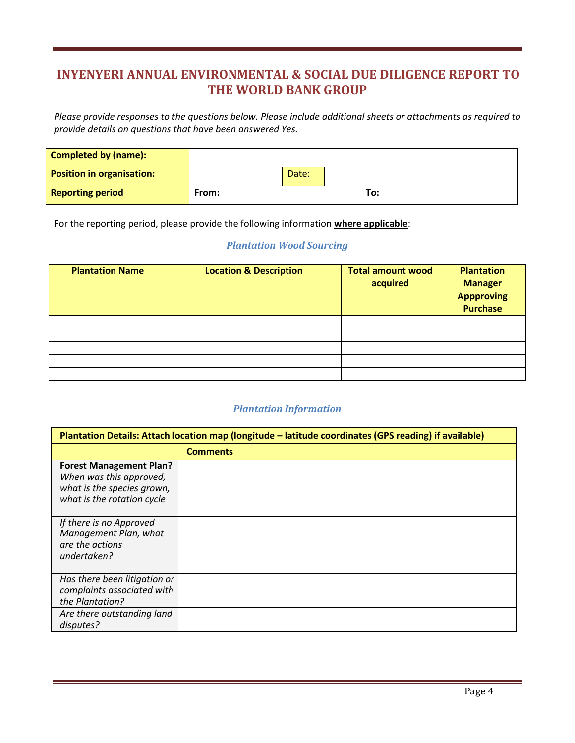# INYENYERI ANNUAL ENVIRONMENTAL & SOCIAL DUE DILIGENCE REPORT TO THE WORLD BANK GROUP

*Please provide responses to the questions below. Please include additional sheets or attachments as required to provide details on questions that have been answered Yes.*

| | | | |
|---|---|---|---|
| **Completed by (name):** | | | |
| **Position in organisation:** | | Date: | |
| **Reporting period** | **From:** | | **To:** |

For the reporting period, please provide the following information **where applicable**:

### *Plantation Wood Sourcing*

| Plantation Name | Location & Description | Total amount wood acquired | Plantation Manager Appproving Purchase |
|---|---|---|---|
| | | | |
| | | | |
| | | | |
| | | | |
| | | | |

### *Plantation Information*

| **Plantation Details: Attach location map (longitude – latitude coordinates (GPS reading) if available)** | |
|---|---|
| | **Comments** |
| **Forest Management Plan?** *When was this approved, what is the species grown, what is the rotation cycle* | |
| *If there is no Approved Management Plan, what are the actions undertaken?* | |
| *Has there been litigation or complaints associated with the Plantation?* | |
| *Are there outstanding land disputes?* | |